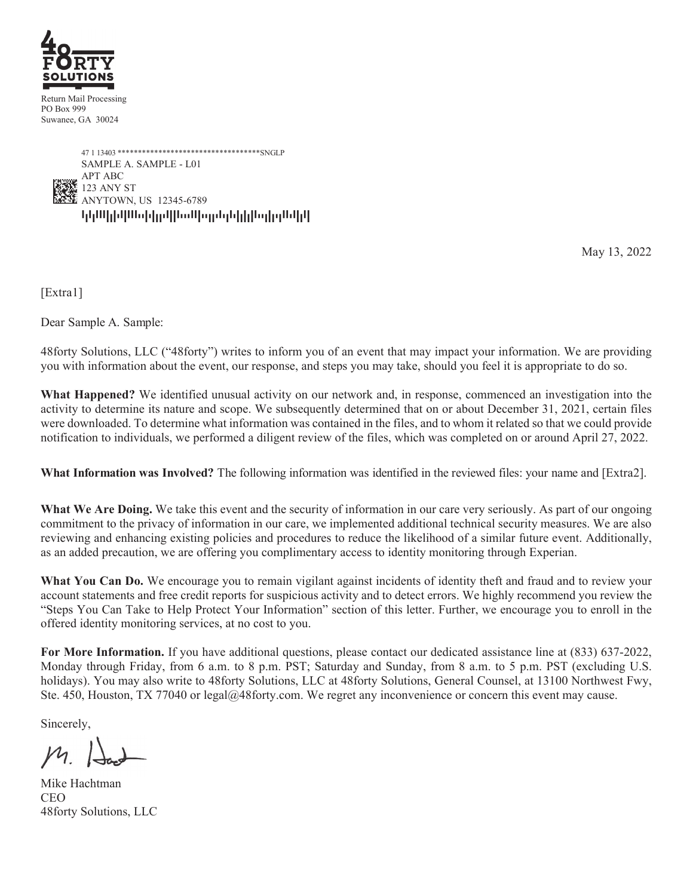48 FORTY SOLUTIONS

Return Mail Processing
PO Box 999
Suwanee, GA 30024

47 1 13403 ************************************SNGLP
SAMPLE A. SAMPLE - L01
APT ABC
123 ANY ST
ANYTOWN, US 12345-6789

May 13, 2022

[Extra1]

Dear Sample A. Sample:

48forty Solutions, LLC ("48forty") writes to inform you of an event that may impact your information. We are providing you with information about the event, our response, and steps you may take, should you feel it is appropriate to do so.

**What Happened?** We identified unusual activity on our network and, in response, commenced an investigation into the activity to determine its nature and scope. We subsequently determined that on or about December 31, 2021, certain files were downloaded. To determine what information was contained in the files, and to whom it related so that we could provide notification to individuals, we performed a diligent review of the files, which was completed on or around April 27, 2022.

**What Information was Involved?** The following information was identified in the reviewed files: your name and [Extra2].

**What We Are Doing.** We take this event and the security of information in our care very seriously. As part of our ongoing commitment to the privacy of information in our care, we implemented additional technical security measures. We are also reviewing and enhancing existing policies and procedures to reduce the likelihood of a similar future event. Additionally, as an added precaution, we are offering you complimentary access to identity monitoring through Experian.

**What You Can Do.** We encourage you to remain vigilant against incidents of identity theft and fraud and to review your account statements and free credit reports for suspicious activity and to detect errors. We highly recommend you review the "Steps You Can Take to Help Protect Your Information" section of this letter. Further, we encourage you to enroll in the offered identity monitoring services, at no cost to you.

**For More Information.** If you have additional questions, please contact our dedicated assistance line at (833) 637-2022, Monday through Friday, from 6 a.m. to 8 p.m. PST; Saturday and Sunday, from 8 a.m. to 5 p.m. PST (excluding U.S. holidays). You may also write to 48forty Solutions, LLC at 48forty Solutions, General Counsel, at 13100 Northwest Fwy, Ste. 450, Houston, TX 77040 or legal@48forty.com. We regret any inconvenience or concern this event may cause.

Sincerely,

Mike Hachtman
CEO
48forty Solutions, LLC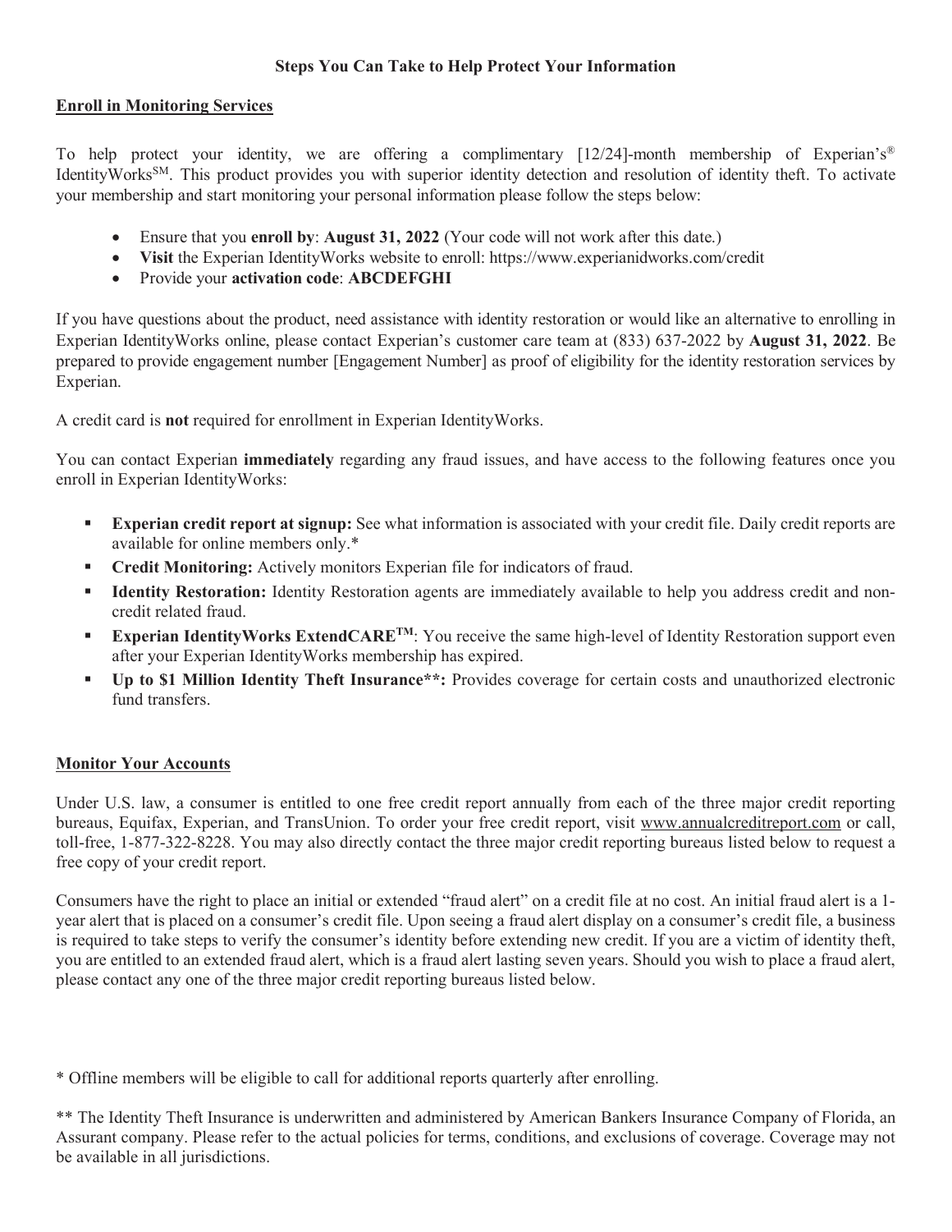**Steps You Can Take to Help Protect Your Information**

## Enroll in Monitoring Services

To help protect your identity, we are offering a complimentary [12/24]-month membership of Experian's® IdentityWorks℠. This product provides you with superior identity detection and resolution of identity theft. To activate your membership and start monitoring your personal information please follow the steps below:

- Ensure that you **enroll by**: **August 31, 2022** (Your code will not work after this date.)
- **Visit** the Experian IdentityWorks website to enroll: https://www.experianidworks.com/credit
- Provide your **activation code**: **ABCDEFGHI**

If you have questions about the product, need assistance with identity restoration or would like an alternative to enrolling in Experian IdentityWorks online, please contact Experian's customer care team at (833) 637-2022 by **August 31, 2022**. Be prepared to provide engagement number [Engagement Number] as proof of eligibility for the identity restoration services by Experian.

A credit card is **not** required for enrollment in Experian IdentityWorks.

You can contact Experian **immediately** regarding any fraud issues, and have access to the following features once you enroll in Experian IdentityWorks:

- **Experian credit report at signup:** See what information is associated with your credit file. Daily credit reports are available for online members only.*
- **Credit Monitoring:** Actively monitors Experian file for indicators of fraud.
- **Identity Restoration:** Identity Restoration agents are immediately available to help you address credit and non-credit related fraud.
- **Experian IdentityWorks ExtendCARE™**: You receive the same high-level of Identity Restoration support even after your Experian IdentityWorks membership has expired.
- **Up to $1 Million Identity Theft Insurance**:** Provides coverage for certain costs and unauthorized electronic fund transfers.

## Monitor Your Accounts

Under U.S. law, a consumer is entitled to one free credit report annually from each of the three major credit reporting bureaus, Equifax, Experian, and TransUnion. To order your free credit report, visit www.annualcreditreport.com or call, toll-free, 1-877-322-8228. You may also directly contact the three major credit reporting bureaus listed below to request a free copy of your credit report.

Consumers have the right to place an initial or extended "fraud alert" on a credit file at no cost. An initial fraud alert is a 1-year alert that is placed on a consumer's credit file. Upon seeing a fraud alert display on a consumer's credit file, a business is required to take steps to verify the consumer's identity before extending new credit. If you are a victim of identity theft, you are entitled to an extended fraud alert, which is a fraud alert lasting seven years. Should you wish to place a fraud alert, please contact any one of the three major credit reporting bureaus listed below.

* Offline members will be eligible to call for additional reports quarterly after enrolling.

** The Identity Theft Insurance is underwritten and administered by American Bankers Insurance Company of Florida, an Assurant company. Please refer to the actual policies for terms, conditions, and exclusions of coverage. Coverage may not be available in all jurisdictions.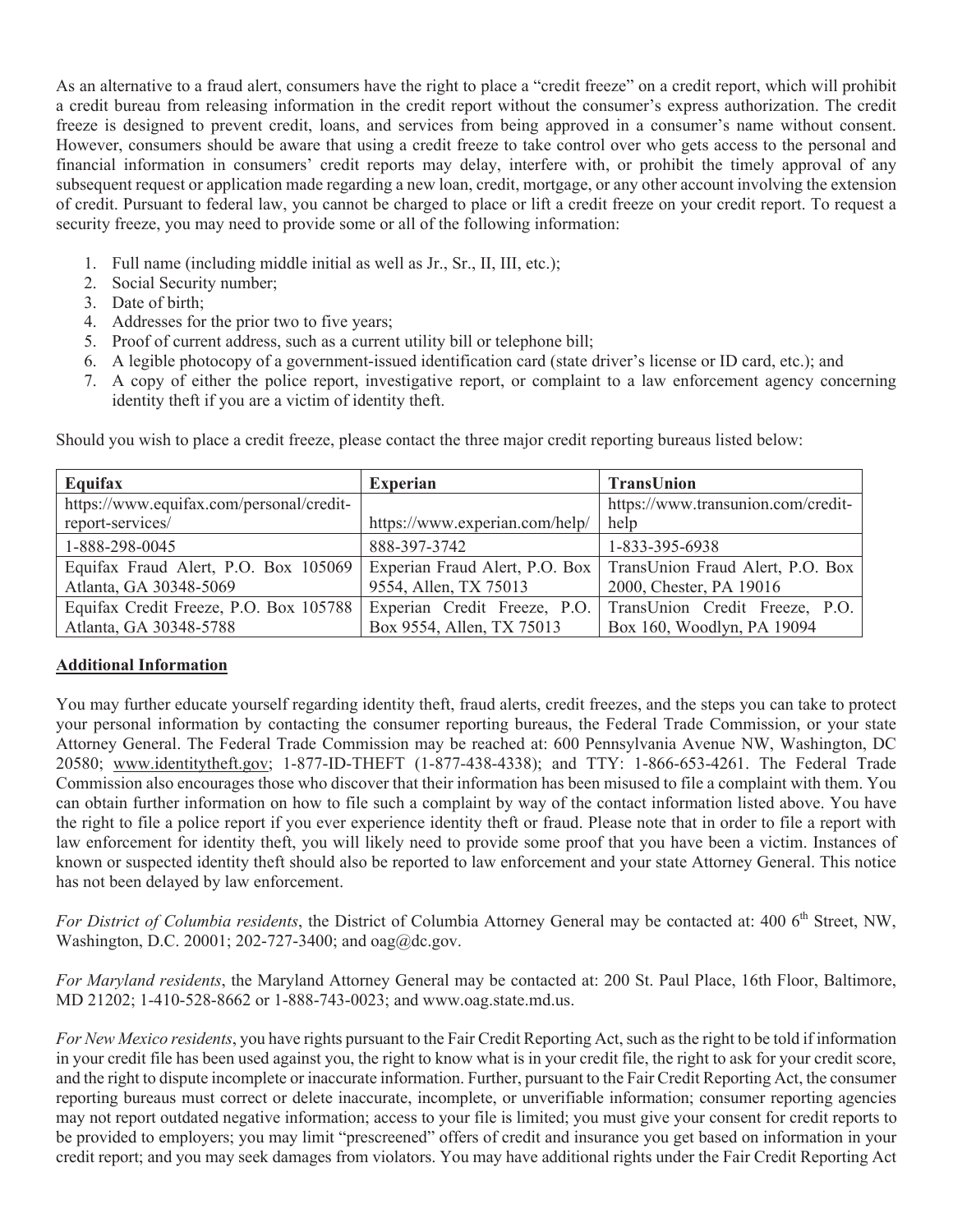As an alternative to a fraud alert, consumers have the right to place a "credit freeze" on a credit report, which will prohibit a credit bureau from releasing information in the credit report without the consumer's express authorization. The credit freeze is designed to prevent credit, loans, and services from being approved in a consumer's name without consent. However, consumers should be aware that using a credit freeze to take control over who gets access to the personal and financial information in consumers' credit reports may delay, interfere with, or prohibit the timely approval of any subsequent request or application made regarding a new loan, credit, mortgage, or any other account involving the extension of credit. Pursuant to federal law, you cannot be charged to place or lift a credit freeze on your credit report. To request a security freeze, you may need to provide some or all of the following information:

1. Full name (including middle initial as well as Jr., Sr., II, III, etc.);
2. Social Security number;
3. Date of birth;
4. Addresses for the prior two to five years;
5. Proof of current address, such as a current utility bill or telephone bill;
6. A legible photocopy of a government-issued identification card (state driver's license or ID card, etc.); and
7. A copy of either the police report, investigative report, or complaint to a law enforcement agency concerning identity theft if you are a victim of identity theft.

Should you wish to place a credit freeze, please contact the three major credit reporting bureaus listed below:

| **Equifax** | **Experian** | **TransUnion** |
|---|---|---|
| https://www.equifax.com/personal/credit-report-services/ | https://www.experian.com/help/ | https://www.transunion.com/credit-help |
| 1-888-298-0045 | 888-397-3742 | 1-833-395-6938 |
| Equifax Fraud Alert, P.O. Box 105069 Atlanta, GA 30348-5069 | Experian Fraud Alert, P.O. Box 9554, Allen, TX 75013 | TransUnion Fraud Alert, P.O. Box 2000, Chester, PA 19016 |
| Equifax Credit Freeze, P.O. Box 105788 Atlanta, GA 30348-5788 | Experian Credit Freeze, P.O. Box 9554, Allen, TX 75013 | TransUnion Credit Freeze, P.O. Box 160, Woodlyn, PA 19094 |

**Additional Information**

You may further educate yourself regarding identity theft, fraud alerts, credit freezes, and the steps you can take to protect your personal information by contacting the consumer reporting bureaus, the Federal Trade Commission, or your state Attorney General. The Federal Trade Commission may be reached at: 600 Pennsylvania Avenue NW, Washington, DC 20580; www.identitytheft.gov; 1-877-ID-THEFT (1-877-438-4338); and TTY: 1-866-653-4261. The Federal Trade Commission also encourages those who discover that their information has been misused to file a complaint with them. You can obtain further information on how to file such a complaint by way of the contact information listed above. You have the right to file a police report if you ever experience identity theft or fraud. Please note that in order to file a report with law enforcement for identity theft, you will likely need to provide some proof that you have been a victim. Instances of known or suspected identity theft should also be reported to law enforcement and your state Attorney General. This notice has not been delayed by law enforcement.

*For District of Columbia residents*, the District of Columbia Attorney General may be contacted at: 400 6th Street, NW, Washington, D.C. 20001; 202-727-3400; and oag@dc.gov.

*For Maryland residents*, the Maryland Attorney General may be contacted at: 200 St. Paul Place, 16th Floor, Baltimore, MD 21202; 1-410-528-8662 or 1-888-743-0023; and www.oag.state.md.us.

*For New Mexico residents*, you have rights pursuant to the Fair Credit Reporting Act, such as the right to be told if information in your credit file has been used against you, the right to know what is in your credit file, the right to ask for your credit score, and the right to dispute incomplete or inaccurate information. Further, pursuant to the Fair Credit Reporting Act, the consumer reporting bureaus must correct or delete inaccurate, incomplete, or unverifiable information; consumer reporting agencies may not report outdated negative information; access to your file is limited; you must give your consent for credit reports to be provided to employers; you may limit "prescreened" offers of credit and insurance you get based on information in your credit report; and you may seek damages from violators. You may have additional rights under the Fair Credit Reporting Act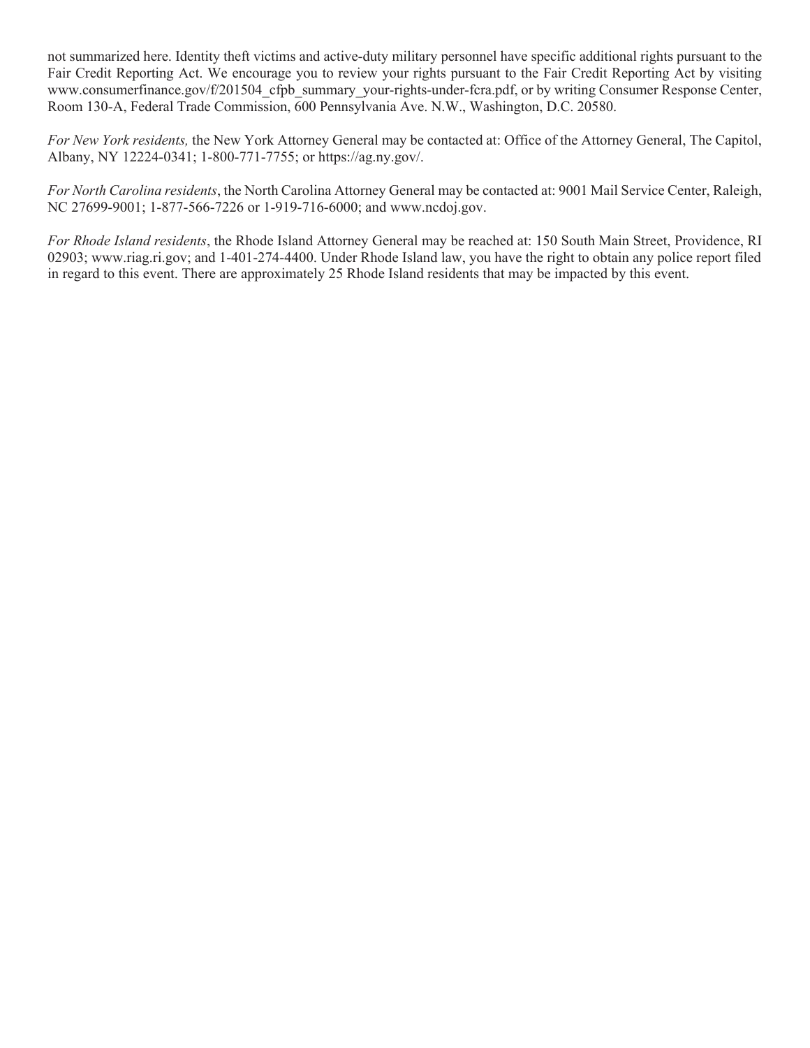not summarized here. Identity theft victims and active-duty military personnel have specific additional rights pursuant to the Fair Credit Reporting Act. We encourage you to review your rights pursuant to the Fair Credit Reporting Act by visiting www.consumerfinance.gov/f/201504_cfpb_summary_your-rights-under-fcra.pdf, or by writing Consumer Response Center, Room 130-A, Federal Trade Commission, 600 Pennsylvania Ave. N.W., Washington, D.C. 20580.

*For New York residents,* the New York Attorney General may be contacted at: Office of the Attorney General, The Capitol, Albany, NY 12224-0341; 1-800-771-7755; or https://ag.ny.gov/.

*For North Carolina residents*, the North Carolina Attorney General may be contacted at: 9001 Mail Service Center, Raleigh, NC 27699-9001; 1-877-566-7226 or 1-919-716-6000; and www.ncdoj.gov.

*For Rhode Island residents*, the Rhode Island Attorney General may be reached at: 150 South Main Street, Providence, RI 02903; www.riag.ri.gov; and 1-401-274-4400. Under Rhode Island law, you have the right to obtain any police report filed in regard to this event. There are approximately 25 Rhode Island residents that may be impacted by this event.